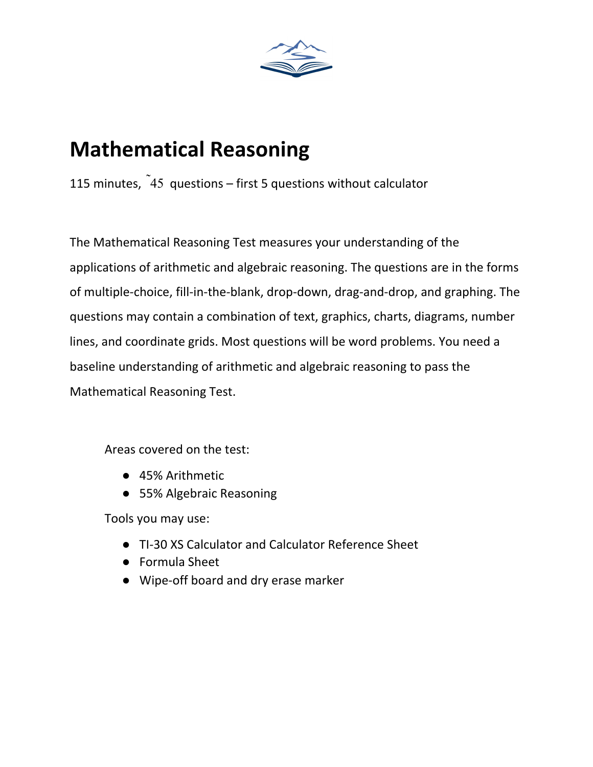# Mathematical Reasoning

115 minutes, ~45 questions – first 5 questions without calculator

The Mathematical Reasoning Test measures your understanding of the applications of arithmetic and algebraic reasoning. The questions are in the forms of multiple-choice, fill-in-the-blank, drop-down, drag-and-drop, and graphing. The questions may contain a combination of text, graphics, charts, diagrams, number lines, and coordinate grids. Most questions will be word problems. You need a baseline understanding of arithmetic and algebraic reasoning to pass the Mathematical Reasoning Test.

Areas covered on the test:

- 45% Arithmetic
- 55% Algebraic Reasoning

Tools you may use:

- TI-30 XS Calculator and Calculator Reference Sheet
- Formula Sheet
- Wipe-off board and dry erase marker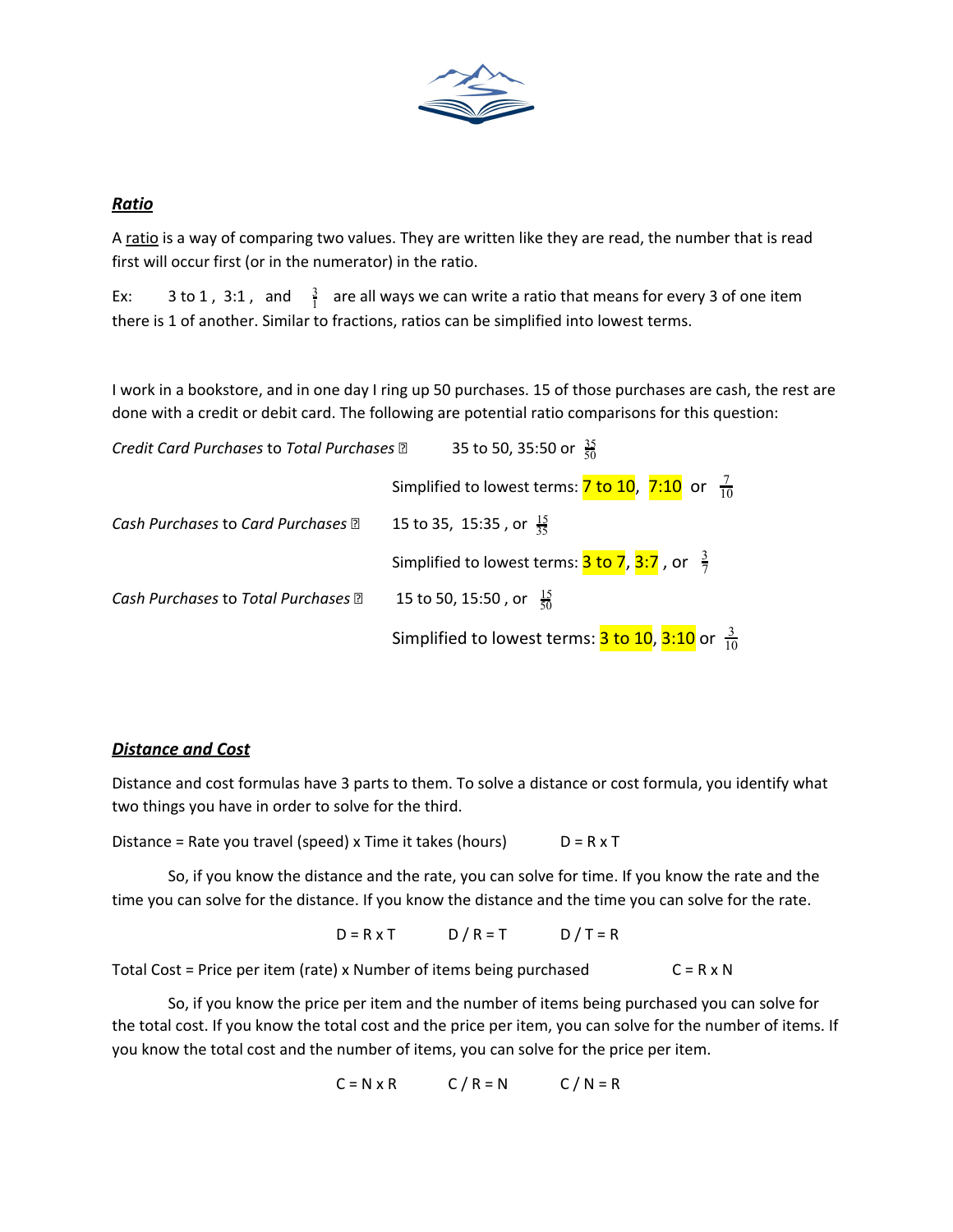## ***Ratio***

A ratio is a way of comparing two values. They are written like they are read, the number that is read first will occur first (or in the numerator) in the ratio.

Ex: 3 to 1 , 3:1 , and $\frac{3}{1}$ are all ways we can write a ratio that means for every 3 of one item there is 1 of another. Similar to fractions, ratios can be simplified into lowest terms.

I work in a bookstore, and in one day I ring up 50 purchases. 15 of those purchases are cash, the rest are done with a credit or debit card. The following are potential ratio comparisons for this question:

*Credit Card Purchases* to *Total Purchases* → 35 to 50, 35:50 or $\frac{35}{50}$

Simplified to lowest terms: 7 to 10, 7:10 or $\frac{7}{10}$

*Cash Purchases* to *Card Purchases* → 15 to 35, 15:35 , or $\frac{15}{35}$

Simplified to lowest terms: 3 to 7, 3:7 , or $\frac{3}{7}$

*Cash Purchases* to *Total Purchases* → 15 to 50, 15:50 , or $\frac{15}{50}$

Simplified to lowest terms: 3 to 10, 3:10 or $\frac{3}{10}$

## ***Distance and Cost***

Distance and cost formulas have 3 parts to them. To solve a distance or cost formula, you identify what two things you have in order to solve for the third.

Distance = Rate you travel (speed) x Time it takes (hours) $D = R \times T$

So, if you know the distance and the rate, you can solve for time. If you know the rate and the time you can solve for the distance. If you know the distance and the time you can solve for the rate.

$$D = R \times T \qquad D / R = T \qquad D / T = R$$

Total Cost = Price per item (rate) x Number of items being purchased $C = R \times N$

So, if you know the price per item and the number of items being purchased you can solve for the total cost. If you know the total cost and the price per item, you can solve for the number of items. If you know the total cost and the number of items, you can solve for the price per item.

$$C = N \times R \qquad C / R = N \qquad C / N = R$$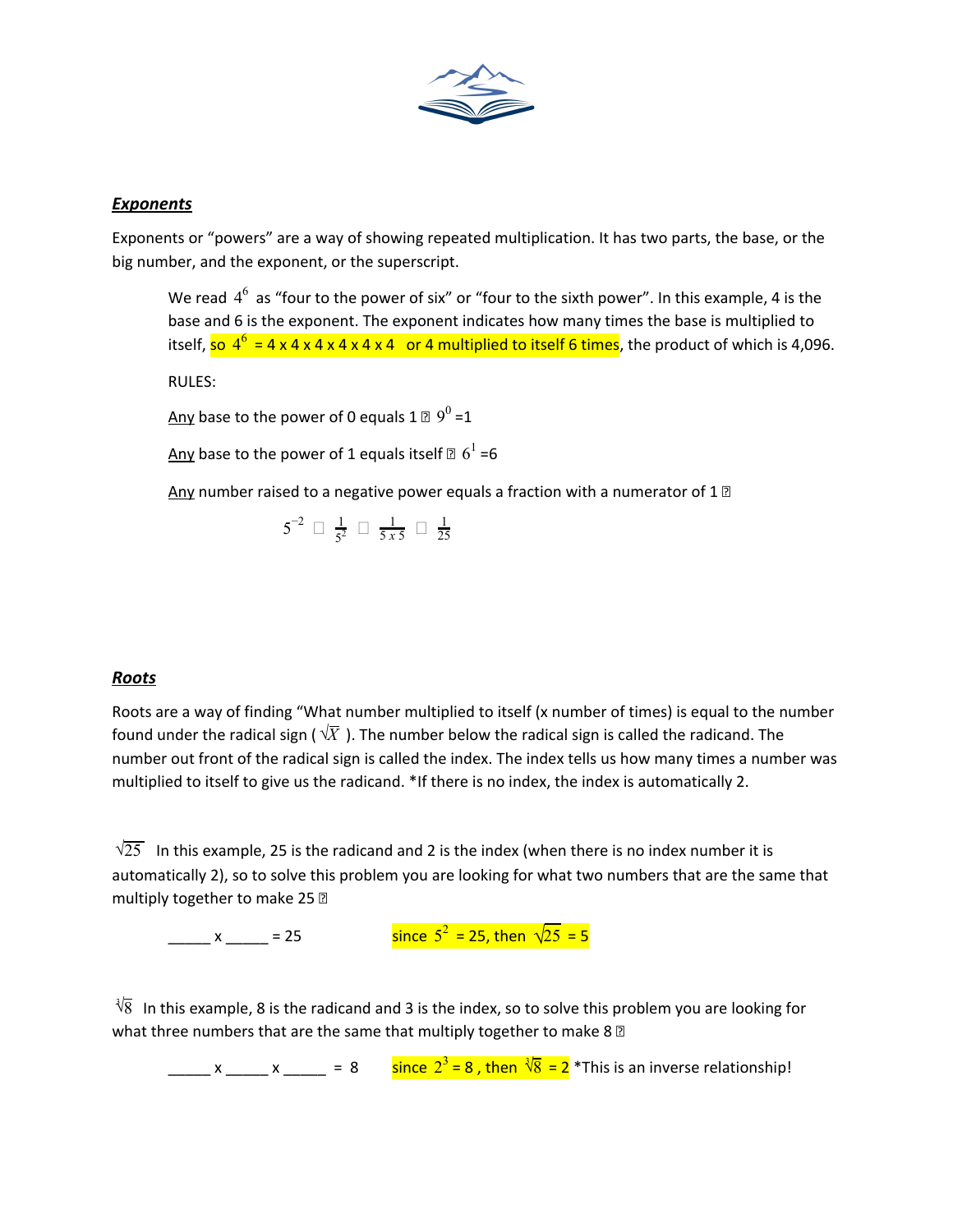## ***Exponents***

Exponents or "powers" are a way of showing repeated multiplication. It has two parts, the base, or the big number, and the exponent, or the superscript.

> We read $4^6$ as "four to the power of six" or "four to the sixth power". In this example, 4 is the base and 6 is the exponent. The exponent indicates how many times the base is multiplied to itself, so $4^6 = 4 \times 4 \times 4 \times 4 \times 4 \times 4$ or 4 multiplied to itself 6 times, the product of which is 4,096.
>
> RULES:
>
> Any base to the power of 0 equals 1 ⇒ $9^0 = 1$
>
> Any base to the power of 1 equals itself ⇒ $6^1 = 6$
>
> Any number raised to a negative power equals a fraction with a numerator of 1 ⇒
>
> $$5^{-2} = \frac{1}{5^2} = \frac{1}{5 \times 5} = \frac{1}{25}$$

## ***Roots***

Roots are a way of finding "What number multiplied to itself (x number of times) is equal to the number found under the radical sign ( $\sqrt{X}$ ). The number below the radical sign is called the radicand. The number out front of the radical sign is called the index. The index tells us how many times a number was multiplied to itself to give us the radicand. *If there is no index, the index is automatically 2.

$\sqrt{25}$ In this example, 25 is the radicand and 2 is the index (when there is no index number it is automatically 2), so to solve this problem you are looking for what two numbers that are the same that multiply together to make 25 ⇒

> _____ x _____ = 25 since $5^2 = 25$, then $\sqrt{25} = 5$

$\sqrt[3]{8}$ In this example, 8 is the radicand and 3 is the index, so to solve this problem you are looking for what three numbers that are the same that multiply together to make 8 ⇒

> _____ x _____ x _____ = 8 since $2^3 = 8$ , then $\sqrt[3]{8} = 2$ *This is an inverse relationship!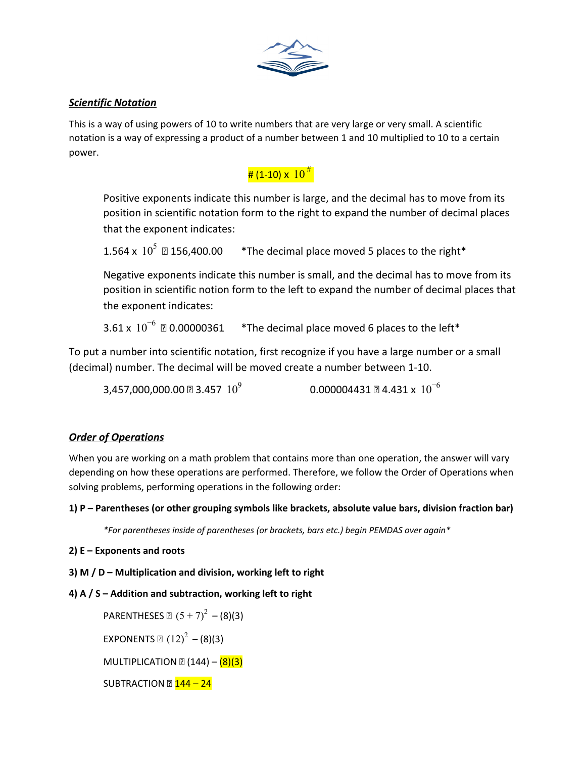## *Scientific Notation*

This is a way of using powers of 10 to write numbers that are very large or very small. A scientific notation is a way of expressing a product of a number between 1 and 10 multiplied to 10 to a certain power.

$$\# (1\text{-}10) \times 10^{\#}$$

> Positive exponents indicate this number is large, and the decimal has to move from its position in scientific notation form to the right to expand the number of decimal places that the exponent indicates:
>
> $1.564 \times 10^{5}$ ⇒ 156,400.00 *The decimal place moved 5 places to the right*
>
> Negative exponents indicate this number is small, and the decimal has to move from its position in scientific notion form to the left to expand the number of decimal places that the exponent indicates:
>
> $3.61 \times 10^{-6}$ ⇒ 0.00000361 *The decimal place moved 6 places to the left*

To put a number into scientific notation, first recognize if you have a large number or a small (decimal) number. The decimal will be moved create a number between 1-10.

> 3,457,000,000.00 ⇒ 3.457 $10^{9}$ 0.000004431 ⇒ $4.431 \times 10^{-6}$

## *Order of Operations*

When you are working on a math problem that contains more than one operation, the answer will vary depending on how these operations are performed. Therefore, we follow the Order of Operations when solving problems, performing operations in the following order:

**1) P – Parentheses (or other grouping symbols like brackets, absolute value bars, division fraction bar)**

> *For parentheses inside of parentheses (or brackets, bars etc.) begin PEMDAS over again*

**2) E – Exponents and roots**

**3) M / D – Multiplication and division, working left to right**

**4) A / S – Addition and subtraction, working left to right**

> PARENTHESES ⇒ $(5+7)^{2}$ – (8)(3)
>
> EXPONENTS ⇒ $(12)^{2}$ – (8)(3)
>
> MULTIPLICATION ⇒ (144) – (8)(3)
>
> SUBTRACTION ⇒ 144 – 24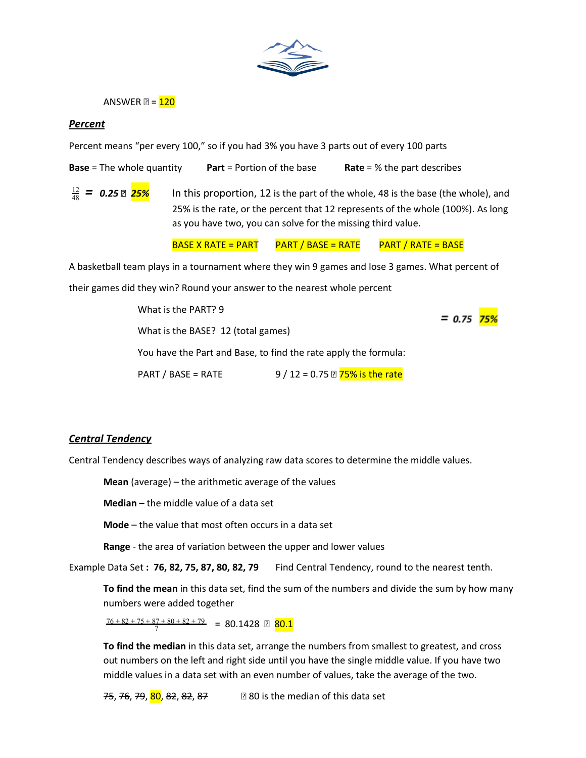ANSWER → = 120

## *Percent*

Percent means "per every 100," so if you had 3% you have 3 parts out of every 100 parts

**Base** = The whole quantity **Part** = Portion of the base **Rate** = % the part describes

$\frac{12}{48}$ = ***0.25 → 25%*** In this proportion, 12 is the part of the whole, 48 is the base (the whole), and 25% is the rate, or the percent that 12 represents of the whole (100%). As long as you have two, you can solve for the missing third value.

BASE X RATE = PART PART / BASE = RATE PART / RATE = BASE

A basketball team plays in a tournament where they win 9 games and lose 3 games. What percent of their games did they win? Round your answer to the nearest whole percent

What is the PART? 9

What is the BASE? 12 (total games)

You have the Part and Base, to find the rate apply the formula:

PART / BASE = RATE 9 / 12 = 0.75 → 75% is the rate

= ***0.75 75%***

## *Central Tendency*

Central Tendency describes ways of analyzing raw data scores to determine the middle values.

**Mean** (average) – the arithmetic average of the values

**Median** – the middle value of a data set

**Mode** – the value that most often occurs in a data set

**Range** - the area of variation between the upper and lower values

Example Data Set **: 76, 82, 75, 87, 80, 82, 79** Find Central Tendency, round to the nearest tenth.

**To find the mean** in this data set, find the sum of the numbers and divide the sum by how many numbers were added together

$\frac{76 + 82 + 75 + 87 + 80 + 82 + 79}{7}$ = 80.1428 → 80.1

**To find the median** in this data set, arrange the numbers from smallest to greatest, and cross out numbers on the left and right side until you have the single middle value. If you have two middle values in a data set with an even number of values, take the average of the two.

~~75~~, ~~76~~, ~~79~~, 80, ~~82~~, ~~82~~, ~~87~~ → 80 is the median of this data set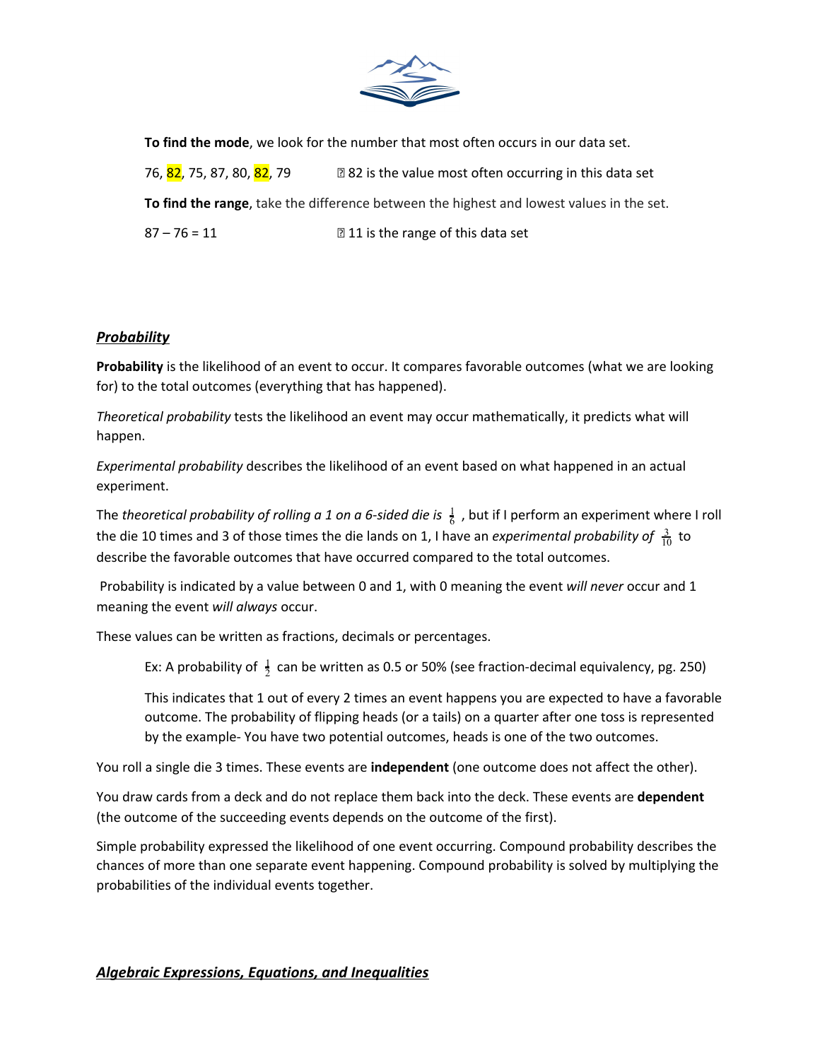**To find the mode**, we look for the number that most often occurs in our data set.

76, 82, 75, 87, 80, 82, 79 → 82 is the value most often occurring in this data set

**To find the range**, take the difference between the highest and lowest values in the set.

87 – 76 = 11 → 11 is the range of this data set

## ***Probability***

**Probability** is the likelihood of an event to occur. It compares favorable outcomes (what we are looking for) to the total outcomes (everything that has happened).

*Theoretical probability* tests the likelihood an event may occur mathematically, it predicts what will happen.

*Experimental probability* describes the likelihood of an event based on what happened in an actual experiment.

The *theoretical probability of rolling a 1 on a 6-sided die is* $\frac{1}{6}$ , but if I perform an experiment where I roll the die 10 times and 3 of those times the die lands on 1, I have an *experimental probability of* $\frac{3}{10}$ to describe the favorable outcomes that have occurred compared to the total outcomes.

Probability is indicated by a value between 0 and 1, with 0 meaning the event *will never* occur and 1 meaning the event *will always* occur.

These values can be written as fractions, decimals or percentages.

> Ex: A probability of $\frac{1}{2}$ can be written as 0.5 or 50% (see fraction-decimal equivalency, pg. 250)
>
> This indicates that 1 out of every 2 times an event happens you are expected to have a favorable outcome. The probability of flipping heads (or a tails) on a quarter after one toss is represented by the example- You have two potential outcomes, heads is one of the two outcomes.

You roll a single die 3 times. These events are **independent** (one outcome does not affect the other).

You draw cards from a deck and do not replace them back into the deck. These events are **dependent** (the outcome of the succeeding events depends on the outcome of the first).

Simple probability expressed the likelihood of one event occurring. Compound probability describes the chances of more than one separate event happening. Compound probability is solved by multiplying the probabilities of the individual events together.

## ***Algebraic Expressions, Equations, and Inequalities***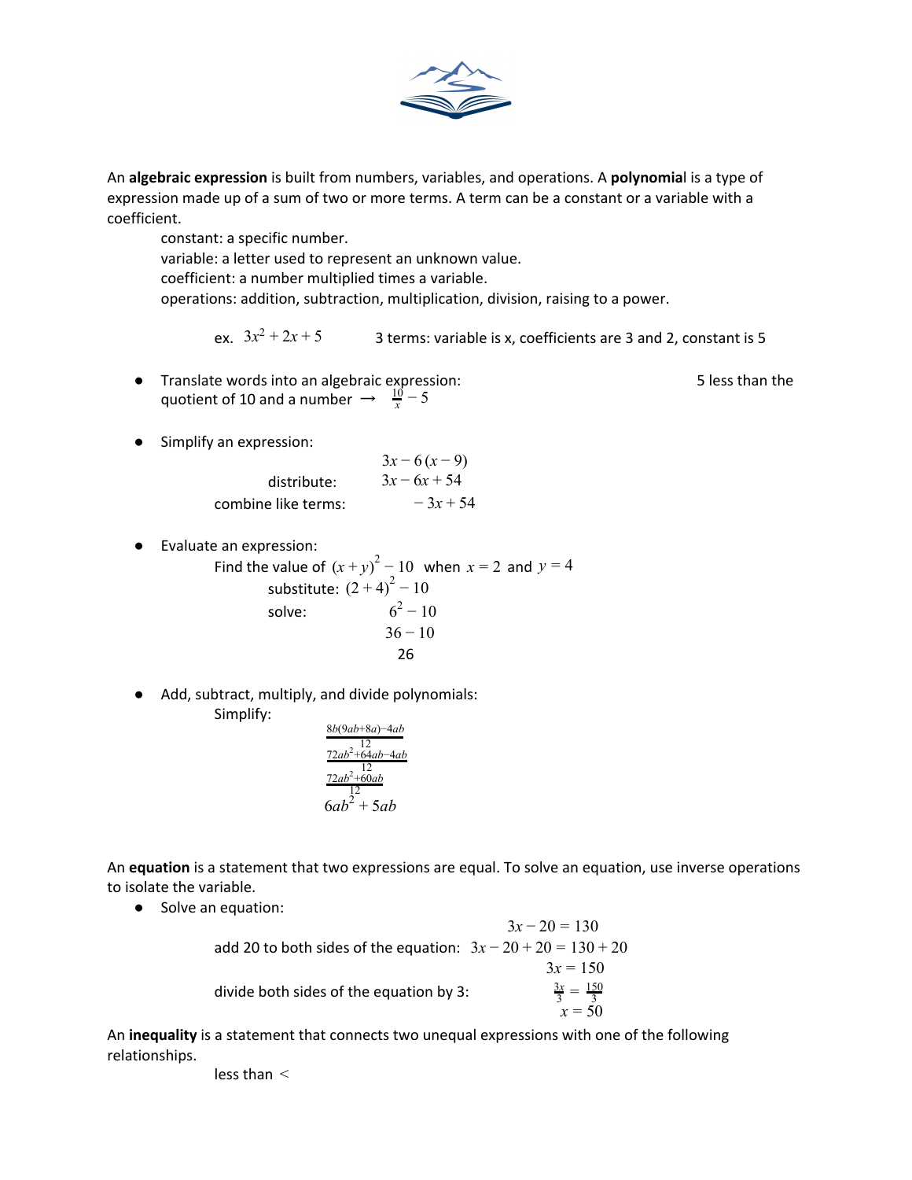An **algebraic expression** is built from numbers, variables, and operations. A **polynomia**l is a type of expression made up of a sum of two or more terms. A term can be a constant or a variable with a coefficient.

constant: a specific number.
variable: a letter used to represent an unknown value.
coefficient: a number multiplied times a variable.
operations: addition, subtraction, multiplication, division, raising to a power.

ex. $3x^2 + 2x + 5$ 3 terms: variable is x, coefficients are 3 and 2, constant is 5

- Translate words into an algebraic expression: 5 less than the quotient of 10 and a number → $\frac{10}{x} - 5$

- Simplify an expression:

  $3x - 6(x - 9)$

  distribute: $3x - 6x + 54$

  combine like terms: $-3x + 54$

- Evaluate an expression:

  Find the value of $(x + y)^2 - 10$ when $x = 2$ and $y = 4$

  substitute: $(2 + 4)^2 - 10$

  solve: $6^2 - 10$

  $36 - 10$

  26

- Add, subtract, multiply, and divide polynomials:

  Simplify:

  $\frac{8b(9ab+8a)-4ab}{12}$

  $\frac{72ab^2+64ab-4ab}{12}$

  $\frac{72ab^2+60ab}{12}$

  $6ab^2 + 5ab$

An **equation** is a statement that two expressions are equal. To solve an equation, use inverse operations to isolate the variable.

- Solve an equation:

  $3x - 20 = 130$

  add 20 to both sides of the equation: $3x - 20 + 20 = 130 + 20$

  $3x = 150$

  divide both sides of the equation by 3: $\frac{3x}{3} = \frac{150}{3}$

  $x = 50$

An **inequality** is a statement that connects two unequal expressions with one of the following relationships.

less than $<$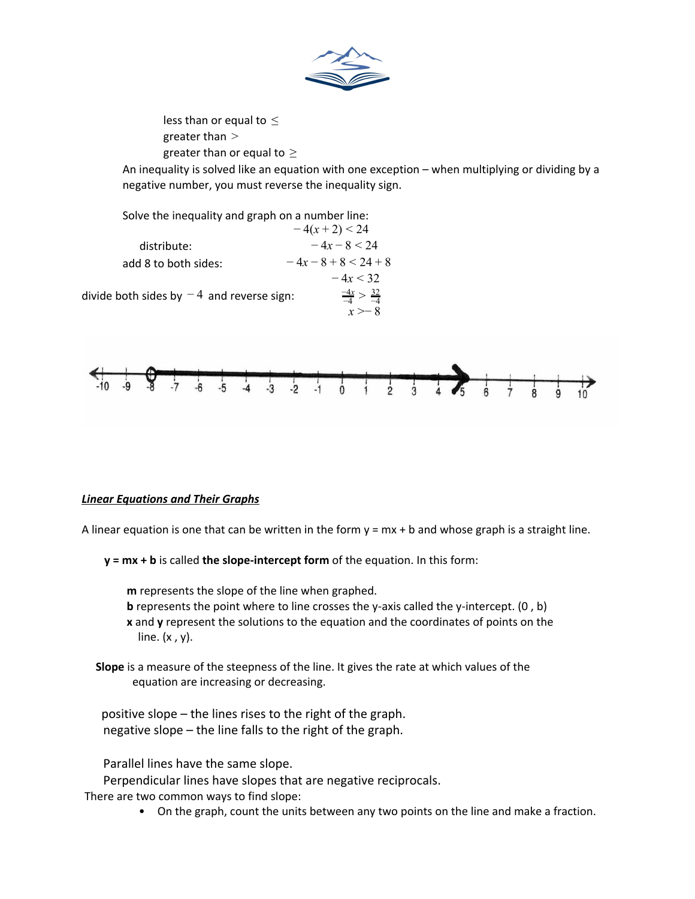less than or equal to $\leq$

greater than $>$

greater than or equal to $\geq$

An inequality is solved like an equation with one exception – when multiplying or dividing by a negative number, you must reverse the inequality sign.

Solve the inequality and graph on a number line:

$$-4(x+2) < 24$$

distribute: $-4x - 8 < 24$

add 8 to both sides: $-4x - 8 + 8 < 24 + 8$

$$-4x < 32$$

divide both sides by $-4$ and reverse sign: $\frac{-4x}{-4} > \frac{32}{-4}$

$$x > -8$$

## *Linear Equations and Their Graphs*

A linear equation is one that can be written in the form y = mx + b and whose graph is a straight line.

**y = mx + b** is called **the slope-intercept form** of the equation. In this form:

**m** represents the slope of the line when graphed.

**b** represents the point where to line crosses the y-axis called the y-intercept. (0 , b)

**x** and **y** represent the solutions to the equation and the coordinates of points on the line. (x , y).

**Slope** is a measure of the steepness of the line. It gives the rate at which values of the equation are increasing or decreasing.

positive slope – the lines rises to the right of the graph.

negative slope – the line falls to the right of the graph.

Parallel lines have the same slope.

Perpendicular lines have slopes that are negative reciprocals.

There are two common ways to find slope:

- On the graph, count the units between any two points on the line and make a fraction.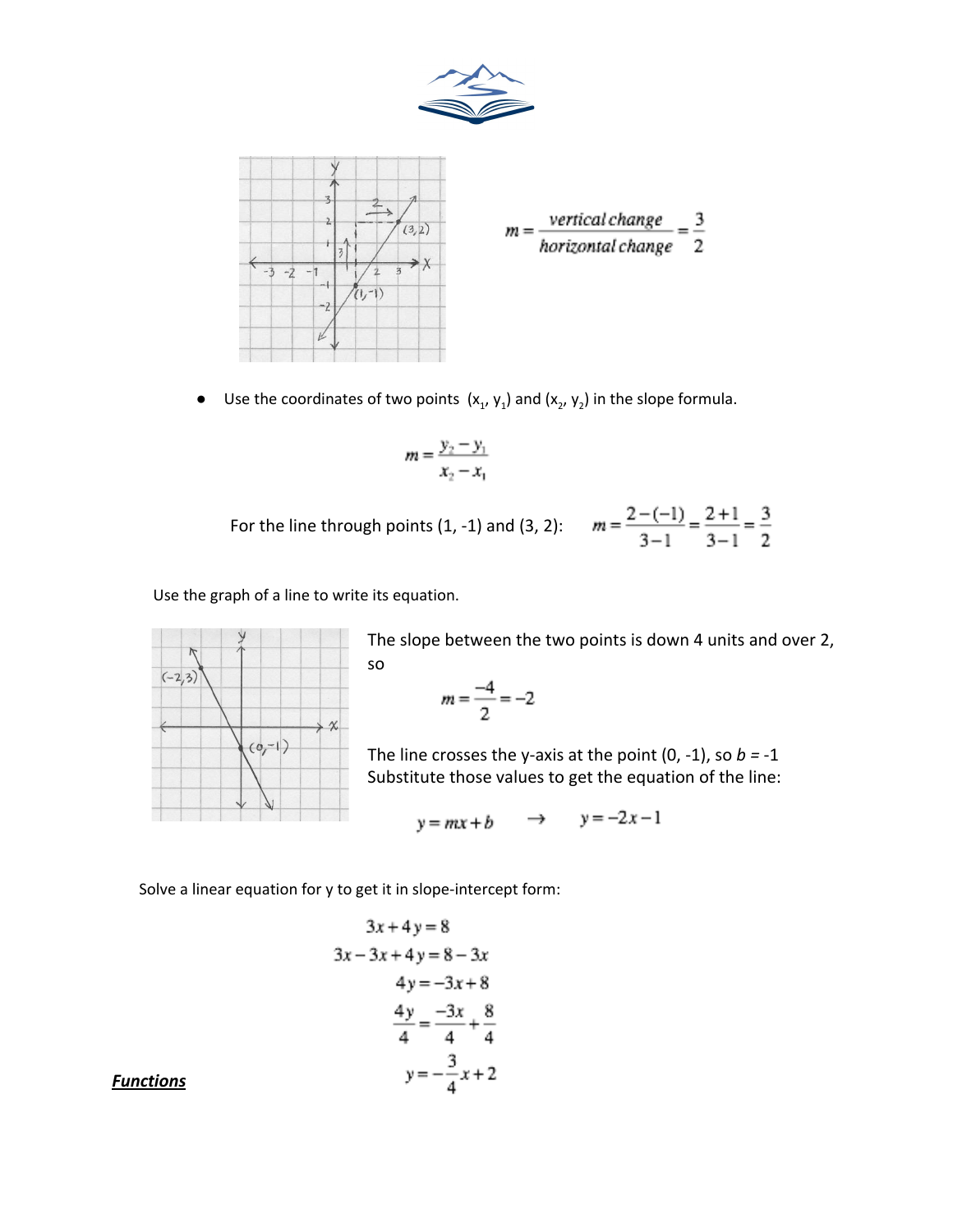$$m = \frac{vertical\ change}{horizontal\ change} = \frac{3}{2}$$

- Use the coordinates of two points $(x_1, y_1)$ and $(x_2, y_2)$ in the slope formula.

$$m = \frac{y_2 - y_1}{x_2 - x_1}$$

For the line through points (1, -1) and (3, 2): $m = \frac{2-(-1)}{3-1} = \frac{2+1}{3-1} = \frac{3}{2}$

Use the graph of a line to write its equation.

The slope between the two points is down 4 units and over 2, so

$$m = \frac{-4}{2} = -2$$

The line crosses the y-axis at the point (0, -1), so $b = -1$
Substitute those values to get the equation of the line:

$$y = mx + b \quad \rightarrow \quad y = -2x - 1$$

Solve a linear equation for y to get it in slope-intercept form:

$$3x + 4y = 8$$
$$3x - 3x + 4y = 8 - 3x$$
$$4y = -3x + 8$$
$$\frac{4y}{4} = \frac{-3x}{4} + \frac{8}{4}$$
$$y = -\frac{3}{4}x + 2$$

***Functions***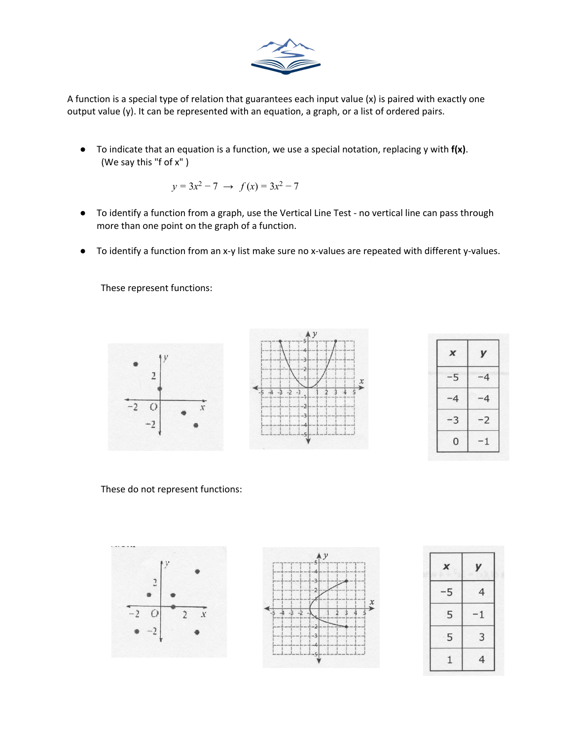A function is a special type of relation that guarantees each input value (x) is paired with exactly one output value (y). It can be represented with an equation, a graph, or a list of ordered pairs.

- To indicate that an equation is a function, we use a special notation, replacing y with **f(x)**. (We say this "f of x" )

$$y = 3x^2 - 7 \rightarrow f(x) = 3x^2 - 7$$

- To identify a function from a graph, use the Vertical Line Test - no vertical line can pass through more than one point on the graph of a function.

- To identify a function from an x-y list make sure no x-values are repeated with different y-values.

These represent functions:

y
2
−2
O
x
−2

y
x
5
4
3
2
1
-5 -4 -3 -2 -1
1 2 3 4 5
-1
-2
-3
-4
-5

| x | y |
|---|---|
| −5 | −4 |
| −4 | −4 |
| −3 | −2 |
| 0 | −1 |

These do not represent functions:

y
2
−2
O
2
x
−2

y
x
5
4
3
2
1
-5 -4 -3 -2 -1
1 2 3 4 5
-1
-2
-3
-4
-5

| x | y |
|---|---|
| −5 | 4 |
| 5 | −1 |
| 5 | 3 |
| 1 | 4 |